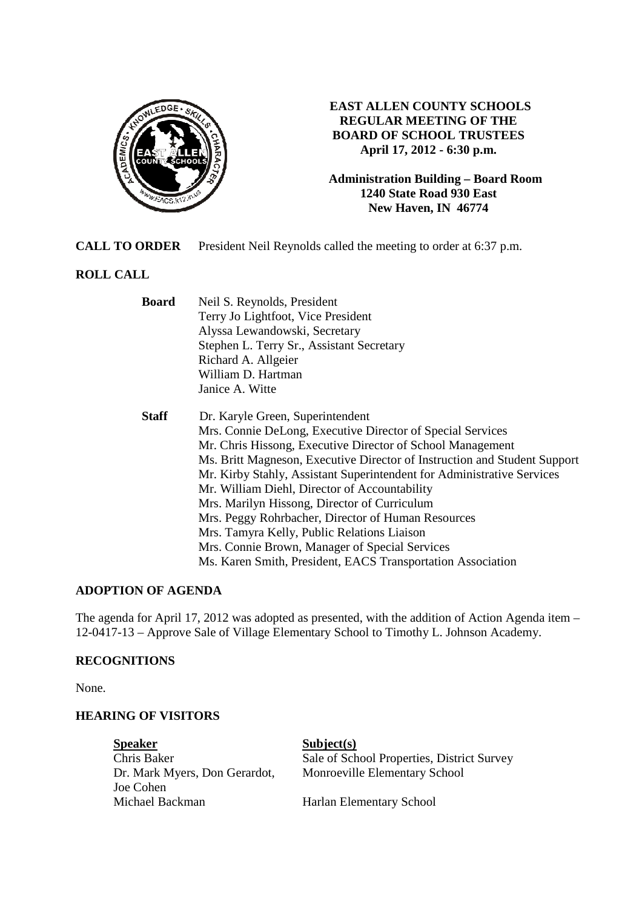# EAST ALLEN COUNTY SCHOOLS
## REGULAR MEETING OF THE BOARD OF SCHOOL TRUSTEES
**April 17, 2012 - 6:30 p.m.**

**Administration Building – Board Room**
**1240 State Road 930 East**
**New Haven, IN 46774**

**CALL TO ORDER** President Neil Reynolds called the meeting to order at 6:37 p.m.

**ROLL CALL**

**Board**
- Neil S. Reynolds, President
- Terry Jo Lightfoot, Vice President
- Alyssa Lewandowski, Secretary
- Stephen L. Terry Sr., Assistant Secretary
- Richard A. Allgeier
- William D. Hartman
- Janice A. Witte

**Staff**
- Dr. Karyle Green, Superintendent
- Mrs. Connie DeLong, Executive Director of Special Services
- Mr. Chris Hissong, Executive Director of School Management
- Ms. Britt Magneson, Executive Director of Instruction and Student Support
- Mr. Kirby Stahly, Assistant Superintendent for Administrative Services
- Mr. William Diehl, Director of Accountability
- Mrs. Marilyn Hissong, Director of Curriculum
- Mrs. Peggy Rohrbacher, Director of Human Resources
- Mrs. Tamyra Kelly, Public Relations Liaison
- Mrs. Connie Brown, Manager of Special Services
- Ms. Karen Smith, President, EACS Transportation Association

**ADOPTION OF AGENDA**

The agenda for April 17, 2012 was adopted as presented, with the addition of Action Agenda item – 12-0417-13 – Approve Sale of Village Elementary School to Timothy L. Johnson Academy.

**RECOGNITIONS**

None.

**HEARING OF VISITORS**

| Speaker | Subject(s) |
|---|---|
| Chris Baker | Sale of School Properties, District Survey |
| Dr. Mark Myers, Don Gerardot, Joe Cohen | Monroeville Elementary School |
| Michael Backman | Harlan Elementary School |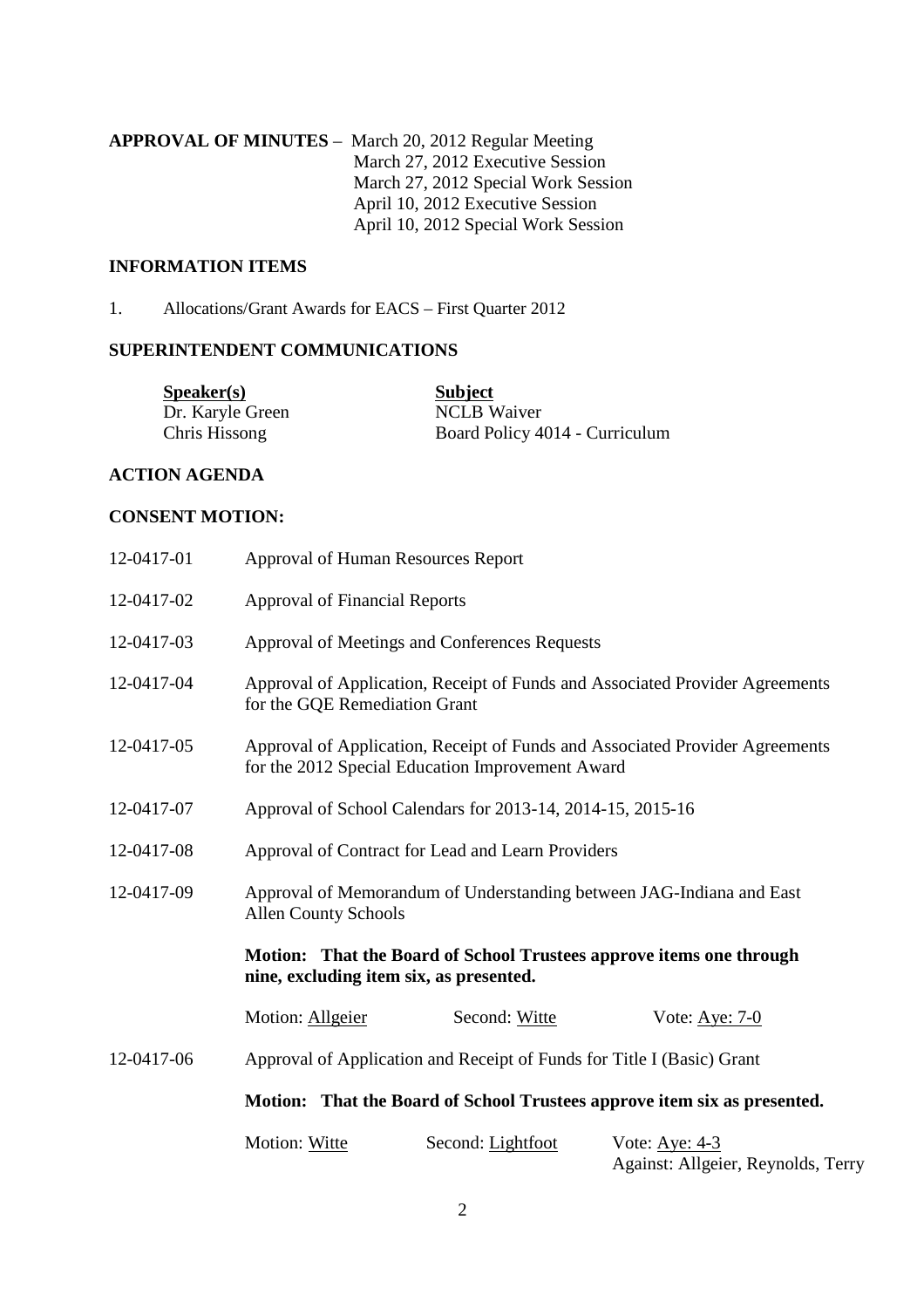**APPROVAL OF MINUTES** – March 20, 2012 Regular Meeting
March 27, 2012 Executive Session
March 27, 2012 Special Work Session
April 10, 2012 Executive Session
April 10, 2012 Special Work Session

**INFORMATION ITEMS**

1. Allocations/Grant Awards for EACS – First Quarter 2012

**SUPERINTENDENT COMMUNICATIONS**

| **Speaker(s)** | **Subject** |
|---|---|
| Dr. Karyle Green | NCLB Waiver |
| Chris Hissong | Board Policy 4014 - Curriculum |

**ACTION AGENDA**

**CONSENT MOTION:**

12-0417-01 Approval of Human Resources Report

12-0417-02 Approval of Financial Reports

12-0417-03 Approval of Meetings and Conferences Requests

12-0417-04 Approval of Application, Receipt of Funds and Associated Provider Agreements for the GQE Remediation Grant

12-0417-05 Approval of Application, Receipt of Funds and Associated Provider Agreements for the 2012 Special Education Improvement Award

12-0417-07 Approval of School Calendars for 2013-14, 2014-15, 2015-16

12-0417-08 Approval of Contract for Lead and Learn Providers

12-0417-09 Approval of Memorandum of Understanding between JAG-Indiana and East Allen County Schools

**Motion: That the Board of School Trustees approve items one through nine, excluding item six, as presented.**

Motion: Allgeier Second: Witte Vote: Aye: 7-0

12-0417-06 Approval of Application and Receipt of Funds for Title I (Basic) Grant

**Motion: That the Board of School Trustees approve item six as presented.**

Motion: Witte Second: Lightfoot Vote: Aye: 4-3
Against: Allgeier, Reynolds, Terry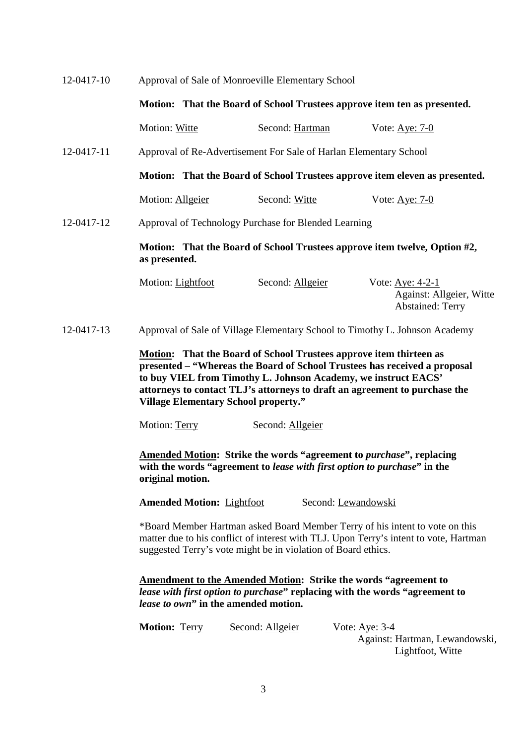12-0417-10 Approval of Sale of Monroeville Elementary School

**Motion: That the Board of School Trustees approve item ten as presented.**

Motion: Witte Second: Hartman Vote: Aye: 7-0

12-0417-11 Approval of Re-Advertisement For Sale of Harlan Elementary School

**Motion: That the Board of School Trustees approve item eleven as presented.**

Motion: Allgeier Second: Witte Vote: Aye: 7-0

12-0417-12 Approval of Technology Purchase for Blended Learning

**Motion: That the Board of School Trustees approve item twelve, Option #2, as presented.**

Motion: Lightfoot Second: Allgeier Vote: Aye: 4-2-1
Against: Allgeier, Witte
Abstained: Terry

12-0417-13 Approval of Sale of Village Elementary School to Timothy L. Johnson Academy

**Motion: That the Board of School Trustees approve item thirteen as presented – "Whereas the Board of School Trustees has received a proposal to buy VIEL from Timothy L. Johnson Academy, we instruct EACS' attorneys to contact TLJ's attorneys to draft an agreement to purchase the Village Elementary School property."**

Motion: Terry Second: Allgeier

**Amended Motion: Strike the words "agreement to *purchase*", replacing with the words "agreement to *lease with first option to purchase*" in the original motion.**

**Amended Motion:** Lightfoot Second: Lewandowski

*Board Member Hartman asked Board Member Terry of his intent to vote on this matter due to his conflict of interest with TLJ. Upon Terry's intent to vote, Hartman suggested Terry's vote might be in violation of Board ethics.

**Amendment to the Amended Motion: Strike the words "agreement to *lease with first option to purchase*" replacing with the words "agreement to *lease to own*" in the amended motion.**

**Motion:** Terry Second: Allgeier Vote: Aye: 3-4
Against: Hartman, Lewandowski, Lightfoot, Witte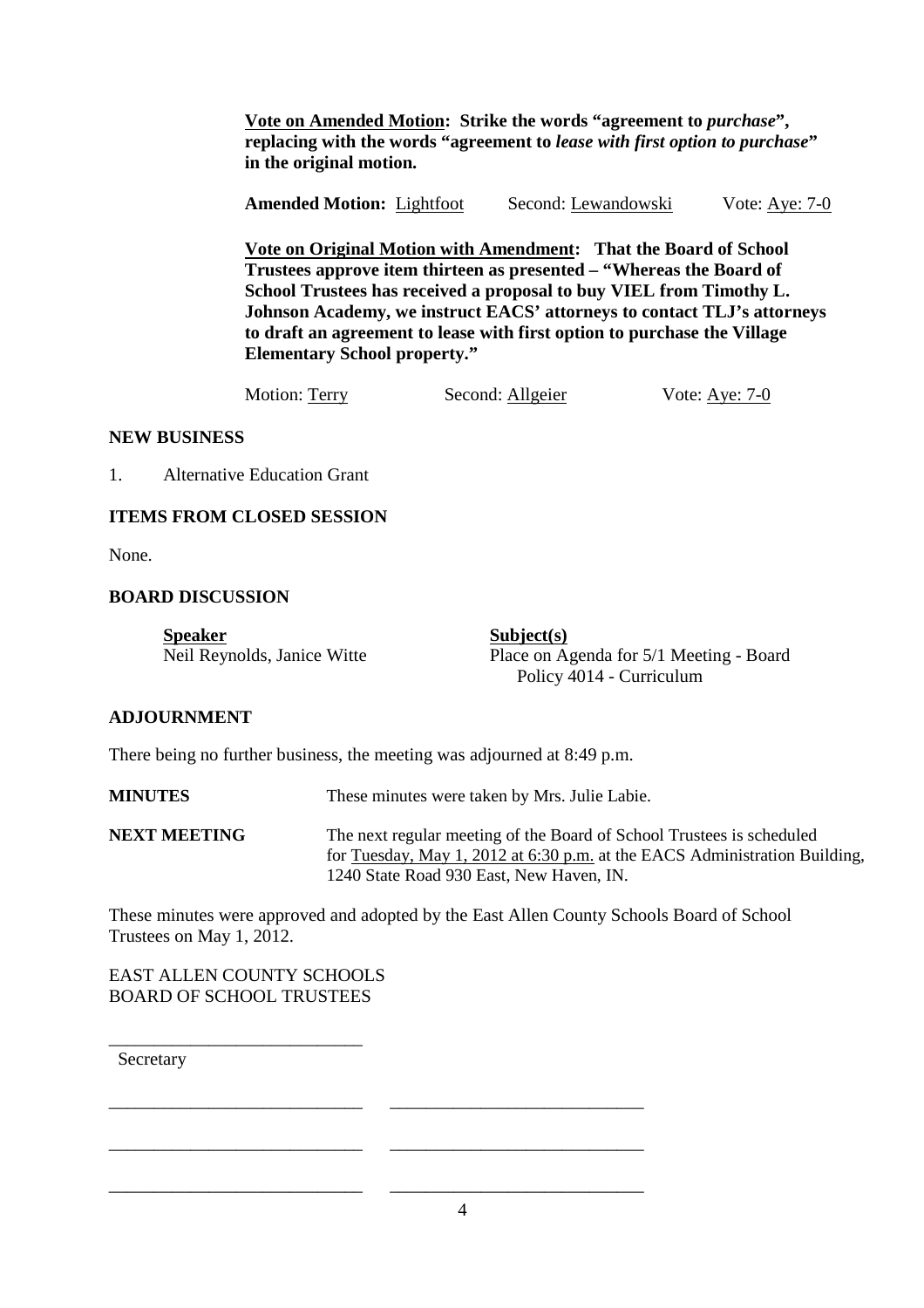**Vote on Amended Motion: Strike the words "agreement to *purchase*", replacing with the words "agreement to *lease with first option to purchase*" in the original motion.**

**Amended Motion:** Lightfoot Second: Lewandowski Vote: Aye: 7-0

**Vote on Original Motion with Amendment: That the Board of School Trustees approve item thirteen as presented – "Whereas the Board of School Trustees has received a proposal to buy VIEL from Timothy L. Johnson Academy, we instruct EACS' attorneys to contact TLJ's attorneys to draft an agreement to lease with first option to purchase the Village Elementary School property."**

Motion: Terry Second: Allgeier Vote: Aye: 7-0

**NEW BUSINESS**

1. Alternative Education Grant

**ITEMS FROM CLOSED SESSION**

None.

**BOARD DISCUSSION**

| Speaker | Subject(s) |
|---|---|
| Neil Reynolds, Janice Witte | Place on Agenda for 5/1 Meeting - Board Policy 4014 - Curriculum |

**ADJOURNMENT**

There being no further business, the meeting was adjourned at 8:49 p.m.

**MINUTES** These minutes were taken by Mrs. Julie Labie.

**NEXT MEETING** The next regular meeting of the Board of School Trustees is scheduled for Tuesday, May 1, 2012 at 6:30 p.m. at the EACS Administration Building, 1240 State Road 930 East, New Haven, IN.

These minutes were approved and adopted by the East Allen County Schools Board of School Trustees on May 1, 2012.

EAST ALLEN COUNTY SCHOOLS
BOARD OF SCHOOL TRUSTEES

____________________________
Secretary

____________________________ ____________________________

____________________________ ____________________________

____________________________ ____________________________